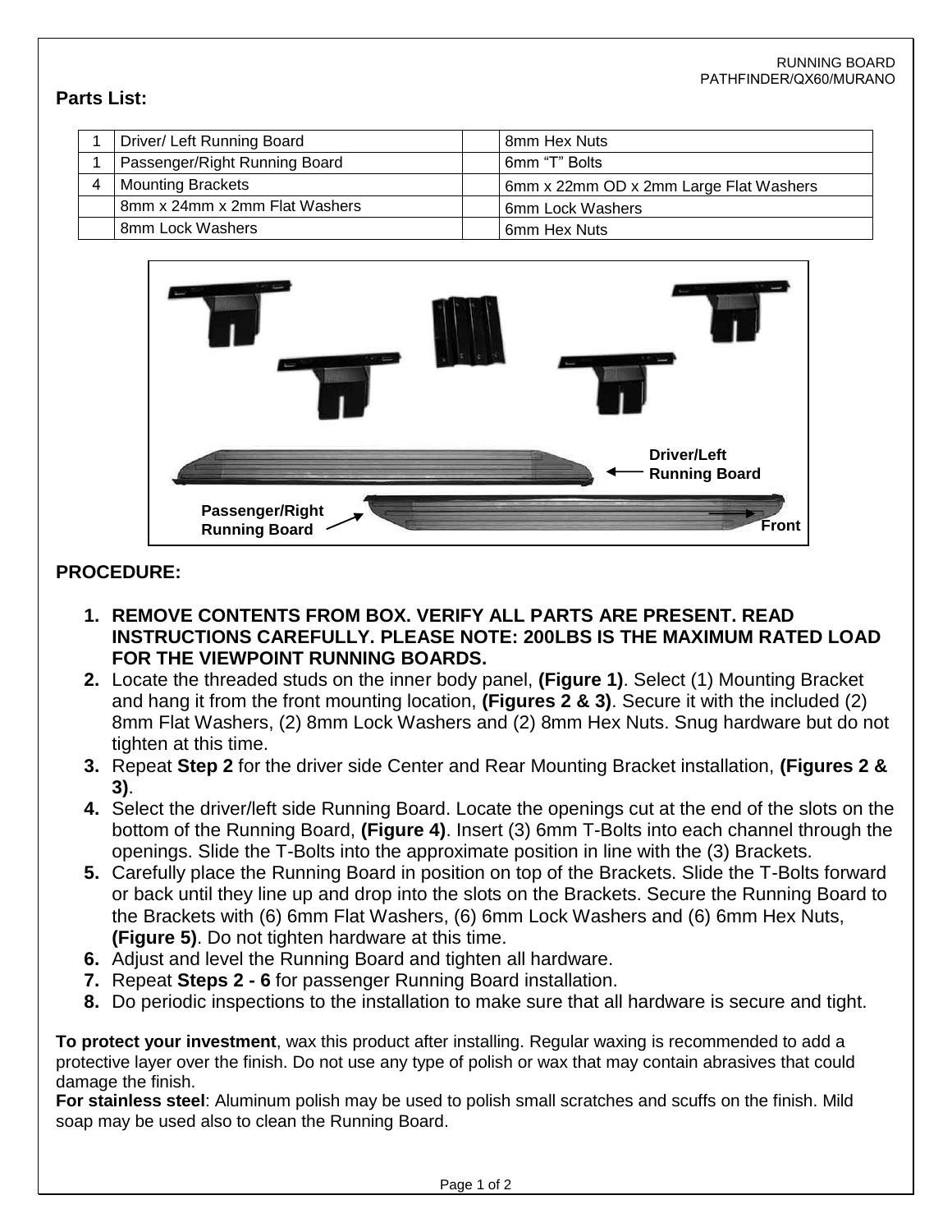RUNNING BOARD
PATHFINDER/QX60/MURANO

## Parts List:

| | | | |
|---|---|---|---|
| 1 | Driver/ Left Running Board | | 8mm Hex Nuts |
| 1 | Passenger/Right Running Board | | 6mm "T" Bolts |
| 4 | Mounting Brackets | | 6mm x 22mm OD x 2mm Large Flat Washers |
| | 8mm x 24mm x 2mm Flat Washers | | 6mm Lock Washers |
| | 8mm Lock Washers | | 6mm Hex Nuts |

Driver/Left Running Board

Passenger/Right Running Board

Front

## PROCEDURE:

1. **REMOVE CONTENTS FROM BOX. VERIFY ALL PARTS ARE PRESENT. READ INSTRUCTIONS CAREFULLY. PLEASE NOTE: 200LBS IS THE MAXIMUM RATED LOAD FOR THE VIEWPOINT RUNNING BOARDS.**
2. Locate the threaded studs on the inner body panel, **(Figure 1)**. Select (1) Mounting Bracket and hang it from the front mounting location, **(Figures 2 & 3)**. Secure it with the included (2) 8mm Flat Washers, (2) 8mm Lock Washers and (2) 8mm Hex Nuts. Snug hardware but do not tighten at this time.
3. Repeat **Step 2** for the driver side Center and Rear Mounting Bracket installation, **(Figures 2 & 3)**.
4. Select the driver/left side Running Board. Locate the openings cut at the end of the slots on the bottom of the Running Board, **(Figure 4)**. Insert (3) 6mm T-Bolts into each channel through the openings. Slide the T-Bolts into the approximate position in line with the (3) Brackets.
5. Carefully place the Running Board in position on top of the Brackets. Slide the T-Bolts forward or back until they line up and drop into the slots on the Brackets. Secure the Running Board to the Brackets with (6) 6mm Flat Washers, (6) 6mm Lock Washers and (6) 6mm Hex Nuts, **(Figure 5)**. Do not tighten hardware at this time.
6. Adjust and level the Running Board and tighten all hardware.
7. Repeat **Steps 2 - 6** for passenger Running Board installation.
8. Do periodic inspections to the installation to make sure that all hardware is secure and tight.

**To protect your investment**, wax this product after installing. Regular waxing is recommended to add a protective layer over the finish. Do not use any type of polish or wax that may contain abrasives that could damage the finish.
**For stainless steel**: Aluminum polish may be used to polish small scratches and scuffs on the finish. Mild soap may be used also to clean the Running Board.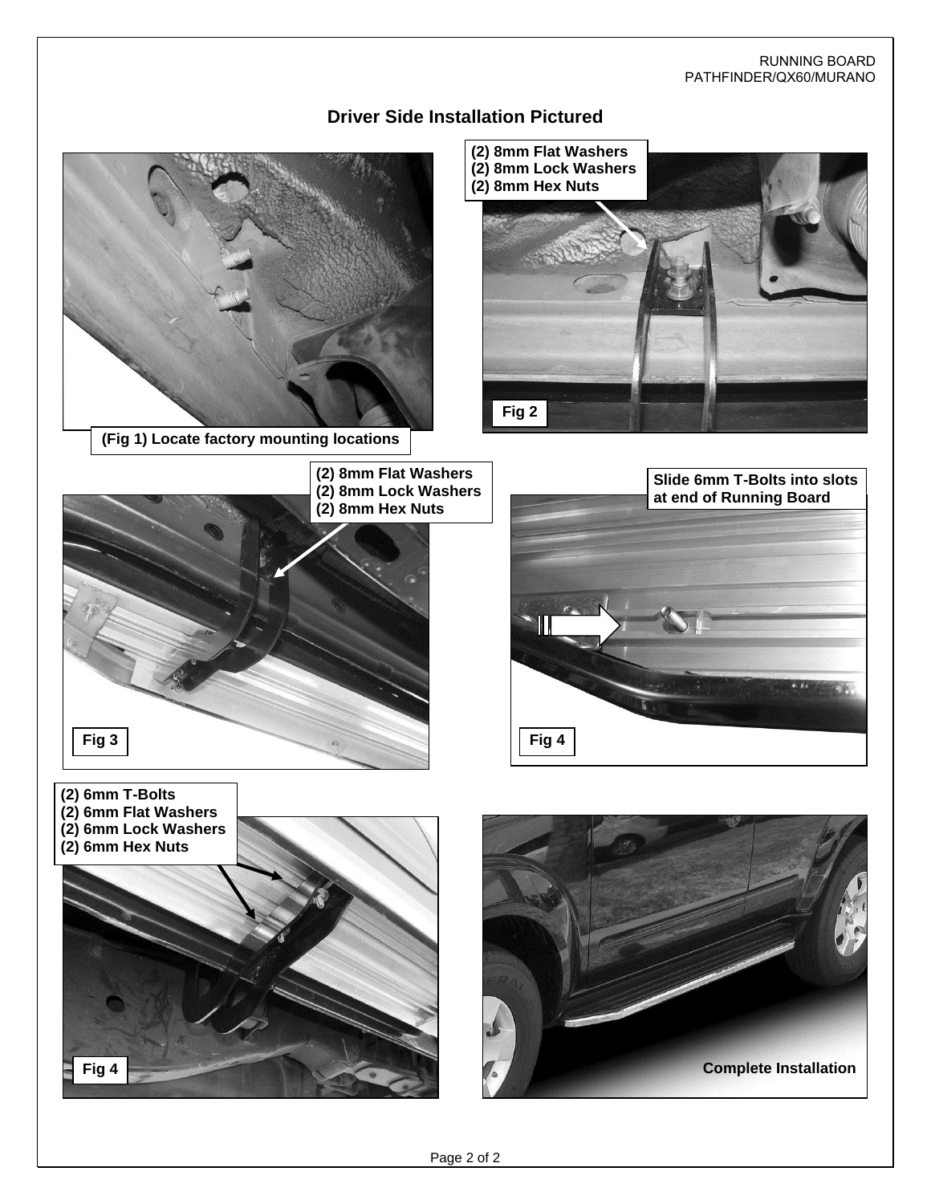## Driver Side Installation Pictured

(Fig 1) Locate factory mounting locations

(2) 8mm Flat Washers
(2) 8mm Lock Washers
(2) 8mm Hex Nuts

Fig 2

(2) 8mm Flat Washers
(2) 8mm Lock Washers
(2) 8mm Hex Nuts

Fig 3

Slide 6mm T-Bolts into slots at end of Running Board

Fig 4

(2) 6mm T-Bolts
(2) 6mm Flat Washers
(2) 6mm Lock Washers
(2) 6mm Hex Nuts

Fig 4

Complete Installation